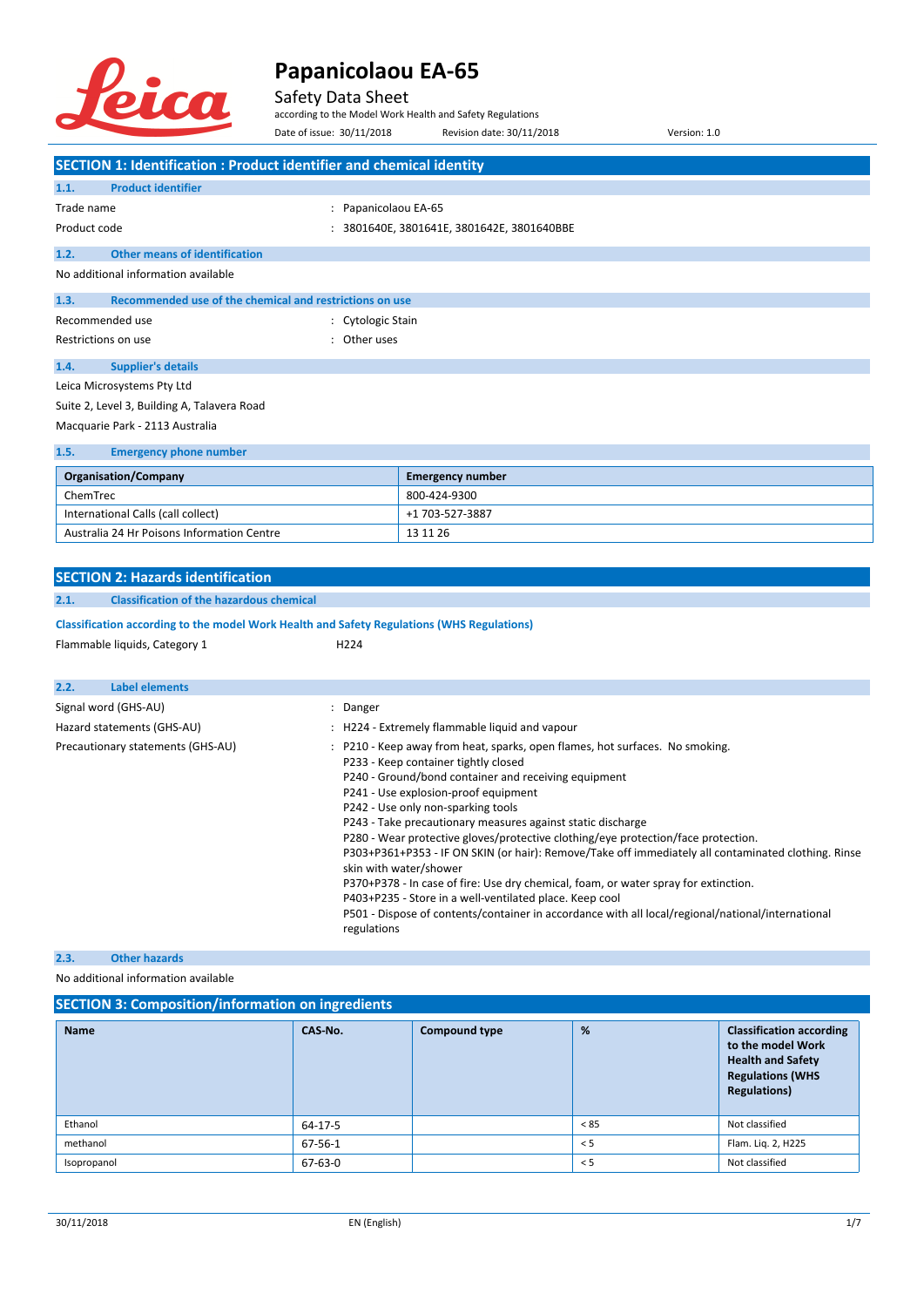# Papanicolaou EA-65

Safety Data Sheet

according to the Model Work Health and Safety Regulations

Date of issue: 30/11/2018 Revision date: 30/11/2018 Version: 1.0

## SECTION 1: Identification : Product identifier and chemical identity

### 1.1. Product identifier

Trade name : Papanicolaou EA-65

Product code : 3801640E, 3801641E, 3801642E, 3801640BBE

### 1.2. Other means of identification

No additional information available

### 1.3. Recommended use of the chemical and restrictions on use

Recommended use : Cytologic Stain

Restrictions on use : Other uses

### 1.4. Supplier's details

Leica Microsystems Pty Ltd

Suite 2, Level 3, Building A, Talavera Road

Macquarie Park - 2113 Australia

### 1.5. Emergency phone number

| Organisation/Company | Emergency number |
|---|---|
| ChemTrec | 800-424-9300 |
| International Calls (call collect) | +1 703-527-3887 |
| Australia 24 Hr Poisons Information Centre | 13 11 26 |

## SECTION 2: Hazards identification

### 2.1. Classification of the hazardous chemical

**Classification according to the model Work Health and Safety Regulations (WHS Regulations)**

Flammable liquids, Category 1 H224

### 2.2. Label elements

Signal word (GHS-AU) : Danger

Hazard statements (GHS-AU) : H224 - Extremely flammable liquid and vapour

Precautionary statements (GHS-AU) :
- P210 - Keep away from heat, sparks, open flames, hot surfaces. No smoking.
- P233 - Keep container tightly closed
- P240 - Ground/bond container and receiving equipment
- P241 - Use explosion-proof equipment
- P242 - Use only non-sparking tools
- P243 - Take precautionary measures against static discharge
- P280 - Wear protective gloves/protective clothing/eye protection/face protection.
- P303+P361+P353 - IF ON SKIN (or hair): Remove/Take off immediately all contaminated clothing. Rinse skin with water/shower
- P370+P378 - In case of fire: Use dry chemical, foam, or water spray for extinction.
- P403+P235 - Store in a well-ventilated place. Keep cool
- P501 - Dispose of contents/container in accordance with all local/regional/national/international regulations

### 2.3. Other hazards

No additional information available

## SECTION 3: Composition/information on ingredients

| Name | CAS-No. | Compound type | % | Classification according to the model Work Health and Safety Regulations (WHS Regulations) |
|---|---|---|---|---|
| Ethanol | 64-17-5 | | < 85 | Not classified |
| methanol | 67-56-1 | | < 5 | Flam. Liq. 2, H225 |
| Isopropanol | 67-63-0 | | < 5 | Not classified |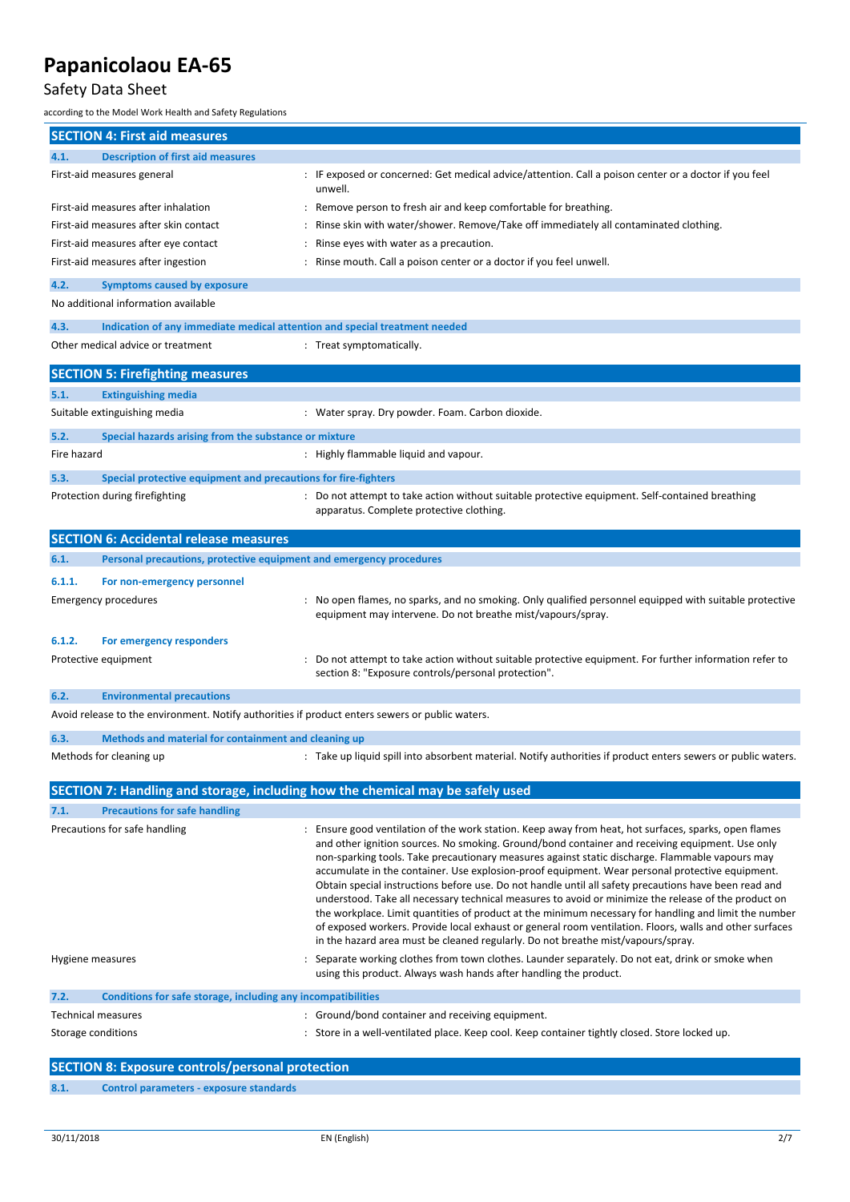## SECTION 4: First aid measures

### 4.1. Description of first aid measures

| | |
|---|---|
| First-aid measures general | : IF exposed or concerned: Get medical advice/attention. Call a poison center or a doctor if you feel unwell. |
| First-aid measures after inhalation | : Remove person to fresh air and keep comfortable for breathing. |
| First-aid measures after skin contact | : Rinse skin with water/shower. Remove/Take off immediately all contaminated clothing. |
| First-aid measures after eye contact | : Rinse eyes with water as a precaution. |
| First-aid measures after ingestion | : Rinse mouth. Call a poison center or a doctor if you feel unwell. |

### 4.2. Symptoms caused by exposure

No additional information available

### 4.3. Indication of any immediate medical attention and special treatment needed

| | |
|---|---|
| Other medical advice or treatment | : Treat symptomatically. |

## SECTION 5: Firefighting measures

### 5.1. Extinguishing media

| | |
|---|---|
| Suitable extinguishing media | : Water spray. Dry powder. Foam. Carbon dioxide. |

### 5.2. Special hazards arising from the substance or mixture

| | |
|---|---|
| Fire hazard | : Highly flammable liquid and vapour. |

### 5.3. Special protective equipment and precautions for fire-fighters

| | |
|---|---|
| Protection during firefighting | : Do not attempt to take action without suitable protective equipment. Self-contained breathing apparatus. Complete protective clothing. |

## SECTION 6: Accidental release measures

### 6.1. Personal precautions, protective equipment and emergency procedures

#### 6.1.1. For non-emergency personnel

| | |
|---|---|
| Emergency procedures | : No open flames, no sparks, and no smoking. Only qualified personnel equipped with suitable protective equipment may intervene. Do not breathe mist/vapours/spray. |

#### 6.1.2. For emergency responders

| | |
|---|---|
| Protective equipment | : Do not attempt to take action without suitable protective equipment. For further information refer to section 8: "Exposure controls/personal protection". |

### 6.2. Environmental precautions

Avoid release to the environment. Notify authorities if product enters sewers or public waters.

### 6.3. Methods and material for containment and cleaning up

| | |
|---|---|
| Methods for cleaning up | : Take up liquid spill into absorbent material. Notify authorities if product enters sewers or public waters. |

## SECTION 7: Handling and storage, including how the chemical may be safely used

### 7.1. Precautions for safe handling

| | |
|---|---|
| Precautions for safe handling | : Ensure good ventilation of the work station. Keep away from heat, hot surfaces, sparks, open flames and other ignition sources. No smoking. Ground/bond container and receiving equipment. Use only non-sparking tools. Take precautionary measures against static discharge. Flammable vapours may accumulate in the container. Use explosion-proof equipment. Wear personal protective equipment. Obtain special instructions before use. Do not handle until all safety precautions have been read and understood. Take all necessary technical measures to avoid or minimize the release of the product on the workplace. Limit quantities of product at the minimum necessary for handling and limit the number of exposed workers. Provide local exhaust or general room ventilation. Floors, walls and other surfaces in the hazard area must be cleaned regularly. Do not breathe mist/vapours/spray. |
| Hygiene measures | : Separate working clothes from town clothes. Launder separately. Do not eat, drink or smoke when using this product. Always wash hands after handling the product. |

### 7.2. Conditions for safe storage, including any incompatibilities

| | |
|---|---|
| Technical measures | : Ground/bond container and receiving equipment. |
| Storage conditions | : Store in a well-ventilated place. Keep cool. Keep container tightly closed. Store locked up. |

## SECTION 8: Exposure controls/personal protection

### 8.1. Control parameters - exposure standards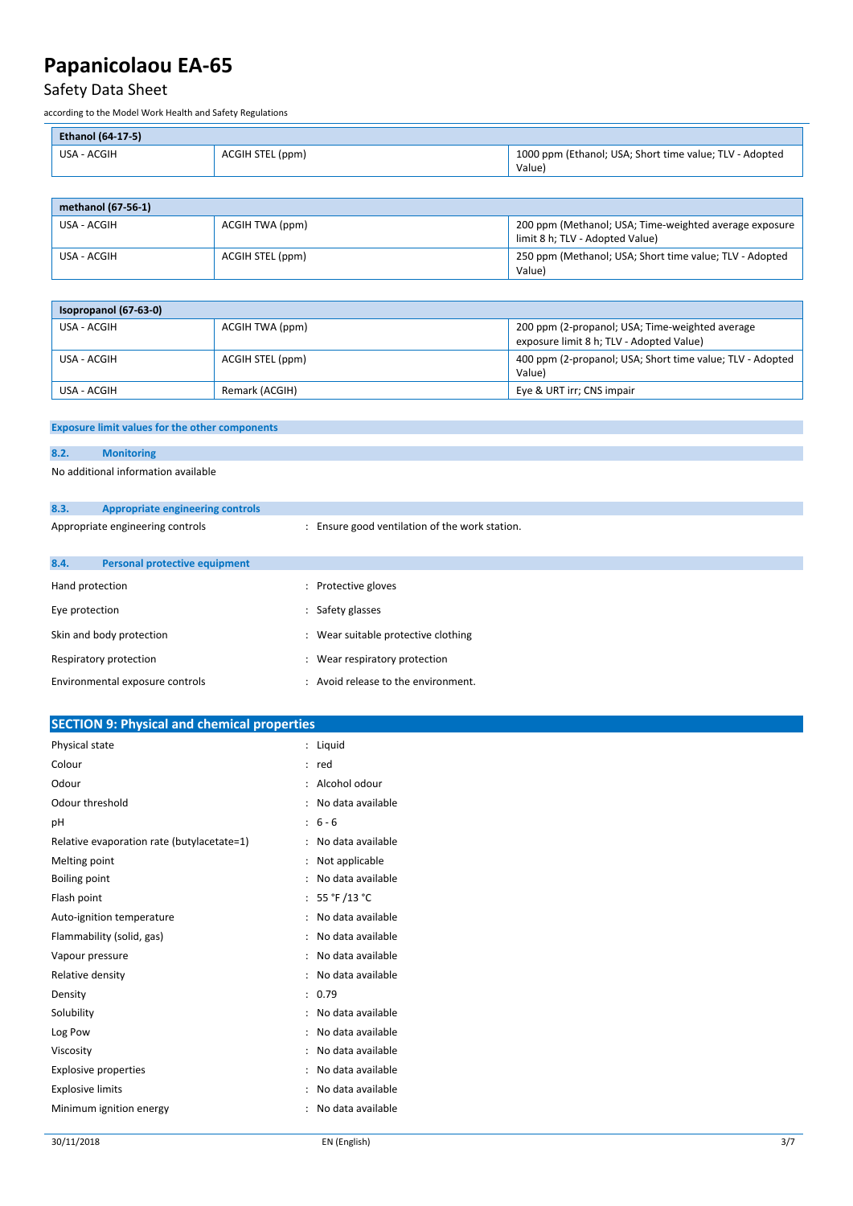| Ethanol (64-17-5) | | |
|---|---|---|
| USA - ACGIH | ACGIH STEL (ppm) | 1000 ppm (Ethanol; USA; Short time value; TLV - Adopted Value) |

| methanol (67-56-1) | | |
|---|---|---|
| USA - ACGIH | ACGIH TWA (ppm) | 200 ppm (Methanol; USA; Time-weighted average exposure limit 8 h; TLV - Adopted Value) |
| USA - ACGIH | ACGIH STEL (ppm) | 250 ppm (Methanol; USA; Short time value; TLV - Adopted Value) |

| Isopropanol (67-63-0) | | |
|---|---|---|
| USA - ACGIH | ACGIH TWA (ppm) | 200 ppm (2-propanol; USA; Time-weighted average exposure limit 8 h; TLV - Adopted Value) |
| USA - ACGIH | ACGIH STEL (ppm) | 400 ppm (2-propanol; USA; Short time value; TLV - Adopted Value) |
| USA - ACGIH | Remark (ACGIH) | Eye & URT irr; CNS impair |

**Exposure limit values for the other components**

### 8.2. Monitoring

No additional information available

### 8.3. Appropriate engineering controls

Appropriate engineering controls : Ensure good ventilation of the work station.

### 8.4. Personal protective equipment

Hand protection : Protective gloves

Eye protection : Safety glasses

Skin and body protection : Wear suitable protective clothing

Respiratory protection : Wear respiratory protection

Environmental exposure controls : Avoid release to the environment.

## SECTION 9: Physical and chemical properties

Physical state : Liquid

Colour : red

Odour : Alcohol odour

Odour threshold : No data available

pH : 6 - 6

Relative evaporation rate (butylacetate=1) : No data available

Melting point : Not applicable

Boiling point : No data available

Flash point : 55 °F /13 °C

Auto-ignition temperature : No data available

Flammability (solid, gas) : No data available

Vapour pressure : No data available

Relative density : No data available

Density : 0.79

Solubility : No data available

Log Pow : No data available

Viscosity : No data available

Explosive properties : No data available

Explosive limits : No data available

Minimum ignition energy : No data available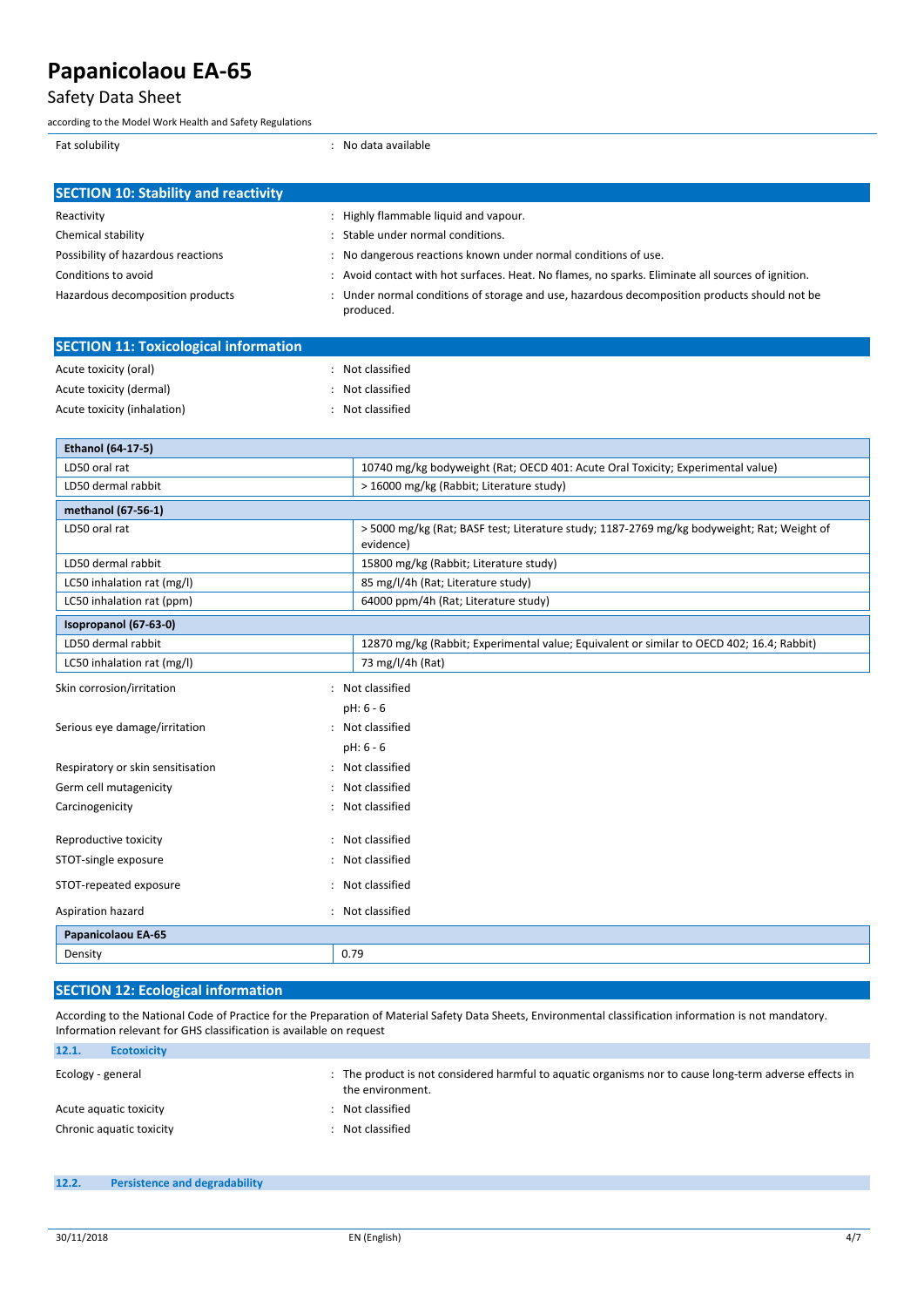| | |
|---|---|
| Fat solubility | : No data available |

## SECTION 10: Stability and reactivity

| | |
|---|---|
| Reactivity | : Highly flammable liquid and vapour. |
| Chemical stability | : Stable under normal conditions. |
| Possibility of hazardous reactions | : No dangerous reactions known under normal conditions of use. |
| Conditions to avoid | : Avoid contact with hot surfaces. Heat. No flames, no sparks. Eliminate all sources of ignition. |
| Hazardous decomposition products | : Under normal conditions of storage and use, hazardous decomposition products should not be produced. |

## SECTION 11: Toxicological information

| | |
|---|---|
| Acute toxicity (oral) | : Not classified |
| Acute toxicity (dermal) | : Not classified |
| Acute toxicity (inhalation) | : Not classified |

| **Ethanol (64-17-5)** | |
|---|---|
| LD50 oral rat | 10740 mg/kg bodyweight (Rat; OECD 401: Acute Oral Toxicity; Experimental value) |
| LD50 dermal rabbit | > 16000 mg/kg (Rabbit; Literature study) |

| **methanol (67-56-1)** | |
|---|---|
| LD50 oral rat | > 5000 mg/kg (Rat; BASF test; Literature study; 1187-2769 mg/kg bodyweight; Rat; Weight of evidence) |
| LD50 dermal rabbit | 15800 mg/kg (Rabbit; Literature study) |
| LC50 inhalation rat (mg/l) | 85 mg/l/4h (Rat; Literature study) |
| LC50 inhalation rat (ppm) | 64000 ppm/4h (Rat; Literature study) |

| **Isopropanol (67-63-0)** | |
|---|---|
| LD50 dermal rabbit | 12870 mg/kg (Rabbit; Experimental value; Equivalent or similar to OECD 402; 16.4; Rabbit) |
| LC50 inhalation rat (mg/l) | 73 mg/l/4h (Rat) |

| | |
|---|---|
| Skin corrosion/irritation | : Not classified<br>pH: 6 - 6 |
| Serious eye damage/irritation | : Not classified<br>pH: 6 - 6 |
| Respiratory or skin sensitisation | : Not classified |
| Germ cell mutagenicity | : Not classified |
| Carcinogenicity | : Not classified |
| Reproductive toxicity | : Not classified |
| STOT-single exposure | : Not classified |
| STOT-repeated exposure | : Not classified |
| Aspiration hazard | : Not classified |

| **Papanicolaou EA-65** | |
|---|---|
| Density | 0.79 |

## SECTION 12: Ecological information

According to the National Code of Practice for the Preparation of Material Safety Data Sheets, Environmental classification information is not mandatory. Information relevant for GHS classification is available on request

### 12.1. Ecotoxicity

| | |
|---|---|
| Ecology - general | : The product is not considered harmful to aquatic organisms nor to cause long-term adverse effects in the environment. |
| Acute aquatic toxicity | : Not classified |
| Chronic aquatic toxicity | : Not classified |

### 12.2. Persistence and degradability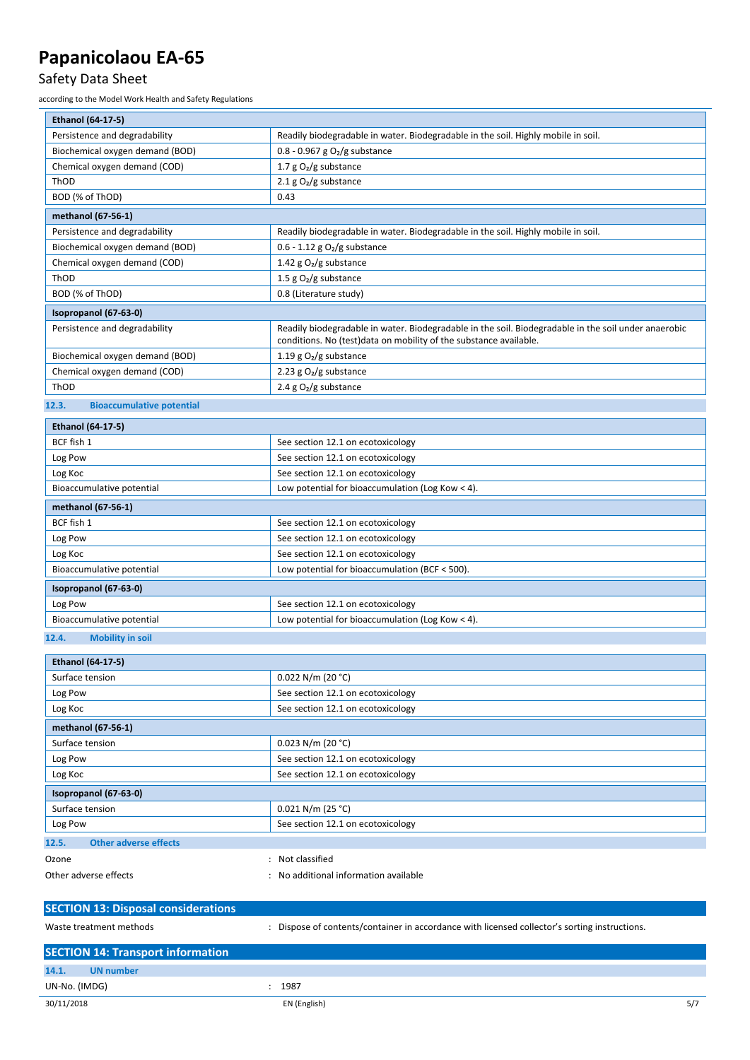| Ethanol (64-17-5) | |
|---|---|
| Persistence and degradability | Readily biodegradable in water. Biodegradable in the soil. Highly mobile in soil. |
| Biochemical oxygen demand (BOD) | 0.8 - 0.967 g $O_2$/g substance |
| Chemical oxygen demand (COD) | 1.7 g $O_2$/g substance |
| ThOD | 2.1 g $O_2$/g substance |
| BOD (% of ThOD) | 0.43 |

| methanol (67-56-1) | |
|---|---|
| Persistence and degradability | Readily biodegradable in water. Biodegradable in the soil. Highly mobile in soil. |
| Biochemical oxygen demand (BOD) | 0.6 - 1.12 g $O_2$/g substance |
| Chemical oxygen demand (COD) | 1.42 g $O_2$/g substance |
| ThOD | 1.5 g $O_2$/g substance |
| BOD (% of ThOD) | 0.8 (Literature study) |

| Isopropanol (67-63-0) | |
|---|---|
| Persistence and degradability | Readily biodegradable in water. Biodegradable in the soil. Biodegradable in the soil under anaerobic conditions. No (test)data on mobility of the substance available. |
| Biochemical oxygen demand (BOD) | 1.19 g $O_2$/g substance |
| Chemical oxygen demand (COD) | 2.23 g $O_2$/g substance |
| ThOD | 2.4 g $O_2$/g substance |

### 12.3. Bioaccumulative potential

| Ethanol (64-17-5) | |
|---|---|
| BCF fish 1 | See section 12.1 on ecotoxicology |
| Log Pow | See section 12.1 on ecotoxicology |
| Log Koc | See section 12.1 on ecotoxicology |
| Bioaccumulative potential | Low potential for bioaccumulation (Log Kow < 4). |

| methanol (67-56-1) | |
|---|---|
| BCF fish 1 | See section 12.1 on ecotoxicology |
| Log Pow | See section 12.1 on ecotoxicology |
| Log Koc | See section 12.1 on ecotoxicology |
| Bioaccumulative potential | Low potential for bioaccumulation (BCF < 500). |

| Isopropanol (67-63-0) | |
|---|---|
| Log Pow | See section 12.1 on ecotoxicology |
| Bioaccumulative potential | Low potential for bioaccumulation (Log Kow < 4). |

### 12.4. Mobility in soil

| Ethanol (64-17-5) | |
|---|---|
| Surface tension | 0.022 N/m (20 °C) |
| Log Pow | See section 12.1 on ecotoxicology |
| Log Koc | See section 12.1 on ecotoxicology |

| methanol (67-56-1) | |
|---|---|
| Surface tension | 0.023 N/m (20 °C) |
| Log Pow | See section 12.1 on ecotoxicology |
| Log Koc | See section 12.1 on ecotoxicology |

| Isopropanol (67-63-0) | |
|---|---|
| Surface tension | 0.021 N/m (25 °C) |
| Log Pow | See section 12.1 on ecotoxicology |

### 12.5. Other adverse effects

Ozone : Not classified

Other adverse effects : No additional information available

## SECTION 13: Disposal considerations

Waste treatment methods : Dispose of contents/container in accordance with licensed collector's sorting instructions.

## SECTION 14: Transport information

### 14.1. UN number

UN-No. (IMDG) : 1987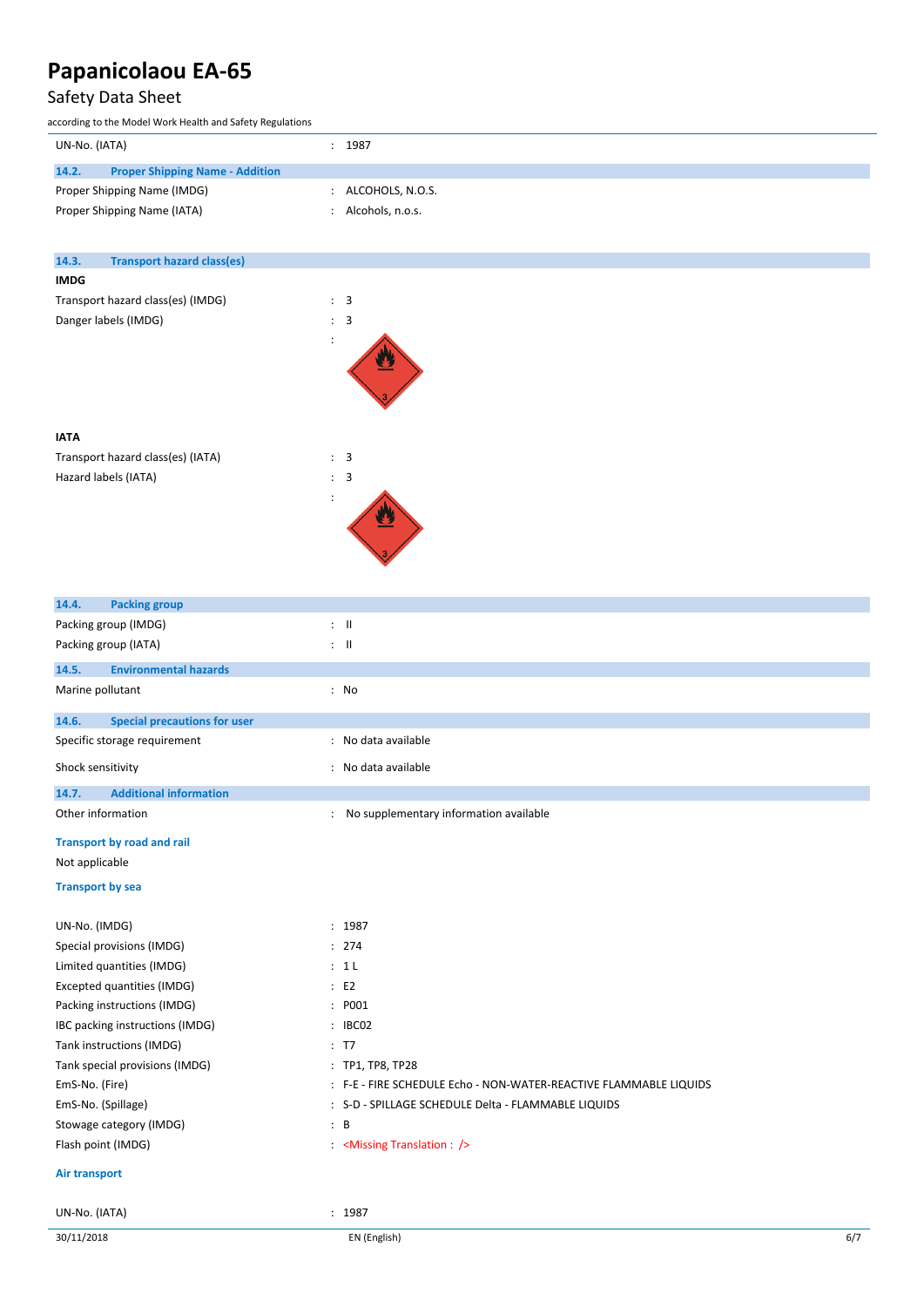| | |
|---|---|
| UN-No. (IATA) | : 1987 |

### 14.2. Proper Shipping Name - Addition

| | |
|---|---|
| Proper Shipping Name (IMDG) | : ALCOHOLS, N.O.S. |
| Proper Shipping Name (IATA) | : Alcohols, n.o.s. |

### 14.3. Transport hazard class(es)

**IMDG**

| | |
|---|---|
| Transport hazard class(es) (IMDG) | : 3 |
| Danger labels (IMDG) | : 3 |
| | : |

**IATA**

| | |
|---|---|
| Transport hazard class(es) (IATA) | : 3 |
| Hazard labels (IATA) | : 3 |
| | : |

### 14.4. Packing group

| | |
|---|---|
| Packing group (IMDG) | : II |
| Packing group (IATA) | : II |

### 14.5. Environmental hazards

| | |
|---|---|
| Marine pollutant | : No |

### 14.6. Special precautions for user

| | |
|---|---|
| Specific storage requirement | : No data available |
| Shock sensitivity | : No data available |

### 14.7. Additional information

| | |
|---|---|
| Other information | : No supplementary information available |

**Transport by road and rail**

Not applicable

**Transport by sea**

| | |
|---|---|
| UN-No. (IMDG) | : 1987 |
| Special provisions (IMDG) | : 274 |
| Limited quantities (IMDG) | : 1 L |
| Excepted quantities (IMDG) | : E2 |
| Packing instructions (IMDG) | : P001 |
| IBC packing instructions (IMDG) | : IBC02 |
| Tank instructions (IMDG) | : T7 |
| Tank special provisions (IMDG) | : TP1, TP8, TP28 |
| EmS-No. (Fire) | : F-E - FIRE SCHEDULE Echo - NON-WATER-REACTIVE FLAMMABLE LIQUIDS |
| EmS-No. (Spillage) | : S-D - SPILLAGE SCHEDULE Delta - FLAMMABLE LIQUIDS |
| Stowage category (IMDG) | : B |
| Flash point (IMDG) | : <Missing Translation : /> |

**Air transport**

| | |
|---|---|
| UN-No. (IATA) | : 1987 |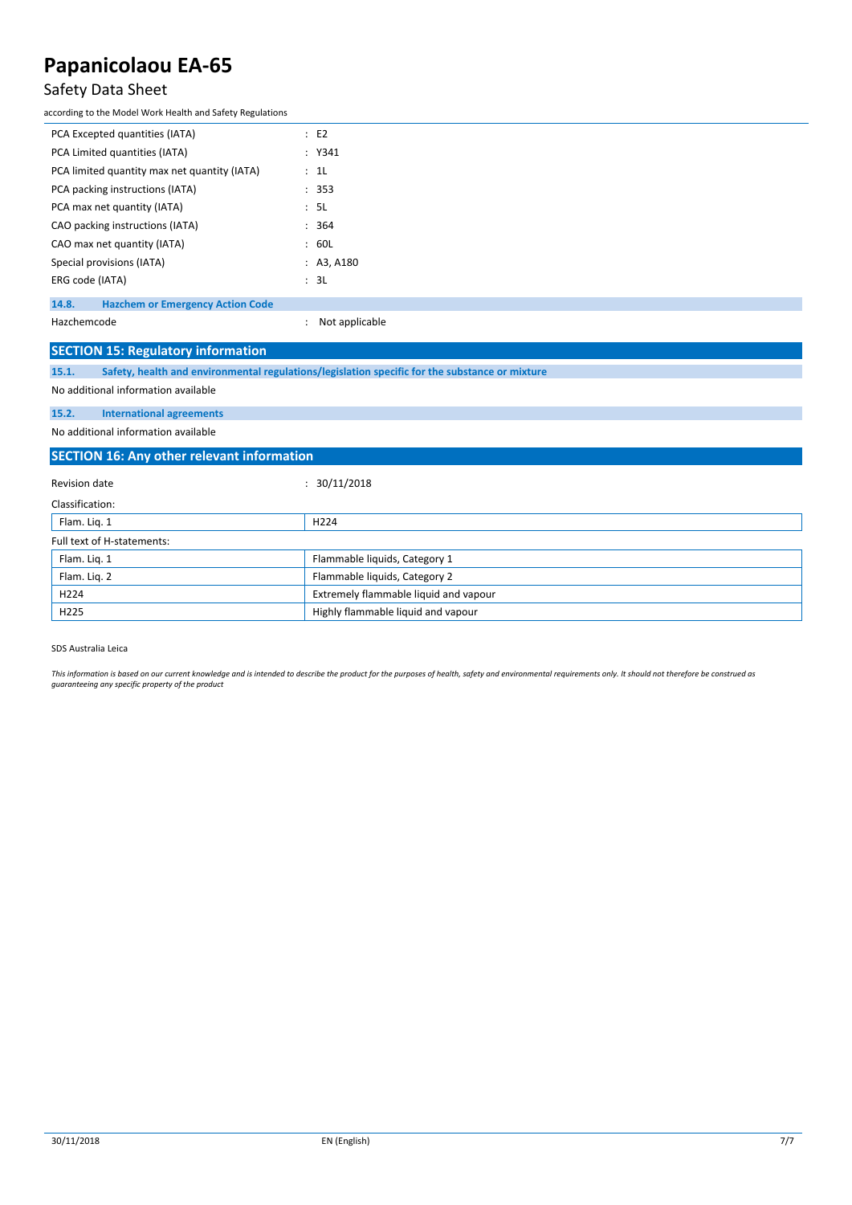| | | |
|---|---|---|
| PCA Excepted quantities (IATA) | : | E2 |
| PCA Limited quantities (IATA) | : | Y341 |
| PCA limited quantity max net quantity (IATA) | : | 1L |
| PCA packing instructions (IATA) | : | 353 |
| PCA max net quantity (IATA) | : | 5L |
| CAO packing instructions (IATA) | : | 364 |
| CAO max net quantity (IATA) | : | 60L |
| Special provisions (IATA) | : | A3, A180 |
| ERG code (IATA) | : | 3L |

### 14.8. Hazchem or Emergency Action Code

Hazchemcode : Not applicable

## SECTION 15: Regulatory information

### 15.1. Safety, health and environmental regulations/legislation specific for the substance or mixture

No additional information available

### 15.2. International agreements

No additional information available

## SECTION 16: Any other relevant information

Revision date : 30/11/2018

Classification:

| | |
|---|---|
| Flam. Liq. 1 | H224 |

Full text of H-statements:

| | |
|---|---|
| Flam. Liq. 1 | Flammable liquids, Category 1 |
| Flam. Liq. 2 | Flammable liquids, Category 2 |
| H224 | Extremely flammable liquid and vapour |
| H225 | Highly flammable liquid and vapour |

SDS Australia Leica

*This information is based on our current knowledge and is intended to describe the product for the purposes of health, safety and environmental requirements only. It should not therefore be construed as guaranteeing any specific property of the product*